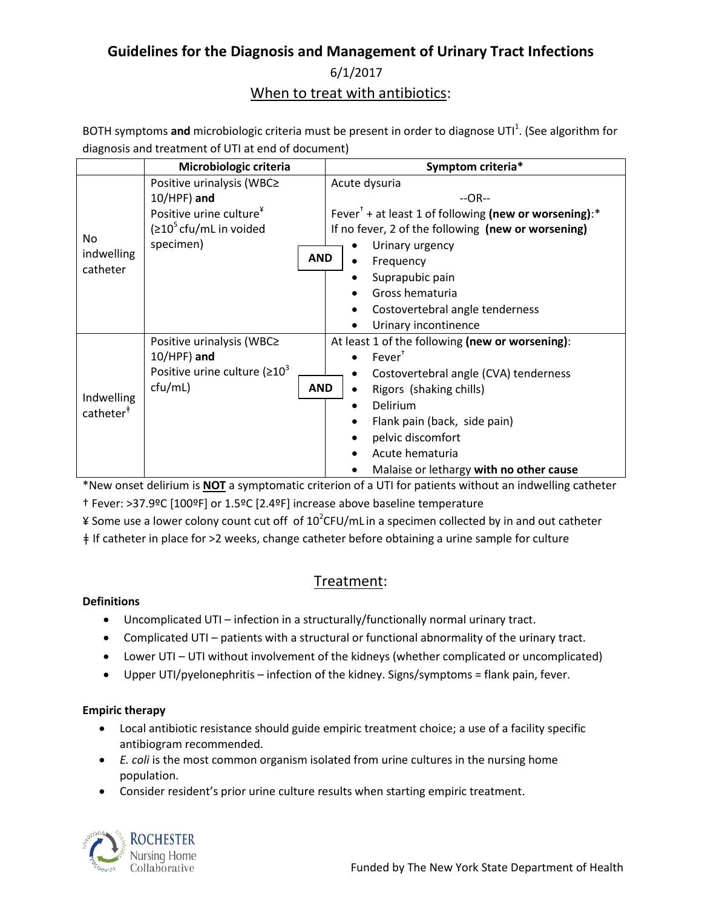# Guidelines for the Diagnosis and Management of Urinary Tract Infections

6/1/2017

## When to treat with antibiotics:

BOTH symptoms **and** microbiologic criteria must be present in order to diagnose UTI[1]. (See algorithm for diagnosis and treatment of UTI at end of document)

| | Microbiologic criteria | | Symptom criteria* |
|---|---|---|---|
| No indwelling catheter | Positive urinalysis (WBC≥ 10/HPF) **and** Positive urine culture¥ (≥$10^5$ cfu/mL in voided specimen) | **AND** | Acute dysuria<br>--OR--<br>Fever† + at least 1 of following **(new or worsening)**:*<br>If no fever, 2 of the following **(new or worsening)**<br>• Urinary urgency<br>• Frequency<br>• Suprapubic pain<br>• Gross hematuria<br>• Costovertebral angle tenderness<br>• Urinary incontinence |
| Indwelling catheter‡ | Positive urinalysis (WBC≥ 10/HPF) **and** Positive urine culture (≥$10^3$ cfu/mL) | **AND** | At least 1 of the following **(new or worsening)**:<br>• Fever†<br>• Costovertebral angle (CVA) tenderness<br>• Rigors (shaking chills)<br>• Delirium<br>• Flank pain (back, side pain)<br>• pelvic discomfort<br>• Acute hematuria<br>• Malaise or lethargy **with no other cause** |

*New onset delirium is **NOT** a symptomatic criterion of a UTI for patients without an indwelling catheter

† Fever: >37.9ºC [100ºF] or 1.5ºC [2.4ºF] increase above baseline temperature

¥ Some use a lower colony count cut off of $10^2$CFU/mL in a specimen collected by in and out catheter

‡ If catheter in place for >2 weeks, change catheter before obtaining a urine sample for culture

## Treatment:

**Definitions**

- Uncomplicated UTI – infection in a structurally/functionally normal urinary tract.
- Complicated UTI – patients with a structural or functional abnormality of the urinary tract.
- Lower UTI – UTI without involvement of the kidneys (whether complicated or uncomplicated)
- Upper UTI/pyelonephritis – infection of the kidney. Signs/symptoms = flank pain, fever.

**Empiric therapy**

- Local antibiotic resistance should guide empiric treatment choice; a use of a facility specific antibiogram recommended.
- *E. coli* is the most common organism isolated from urine cultures in the nursing home population.
- Consider resident's prior urine culture results when starting empiric treatment.

Rochester Nursing Home Collaborative

Funded by The New York State Department of Health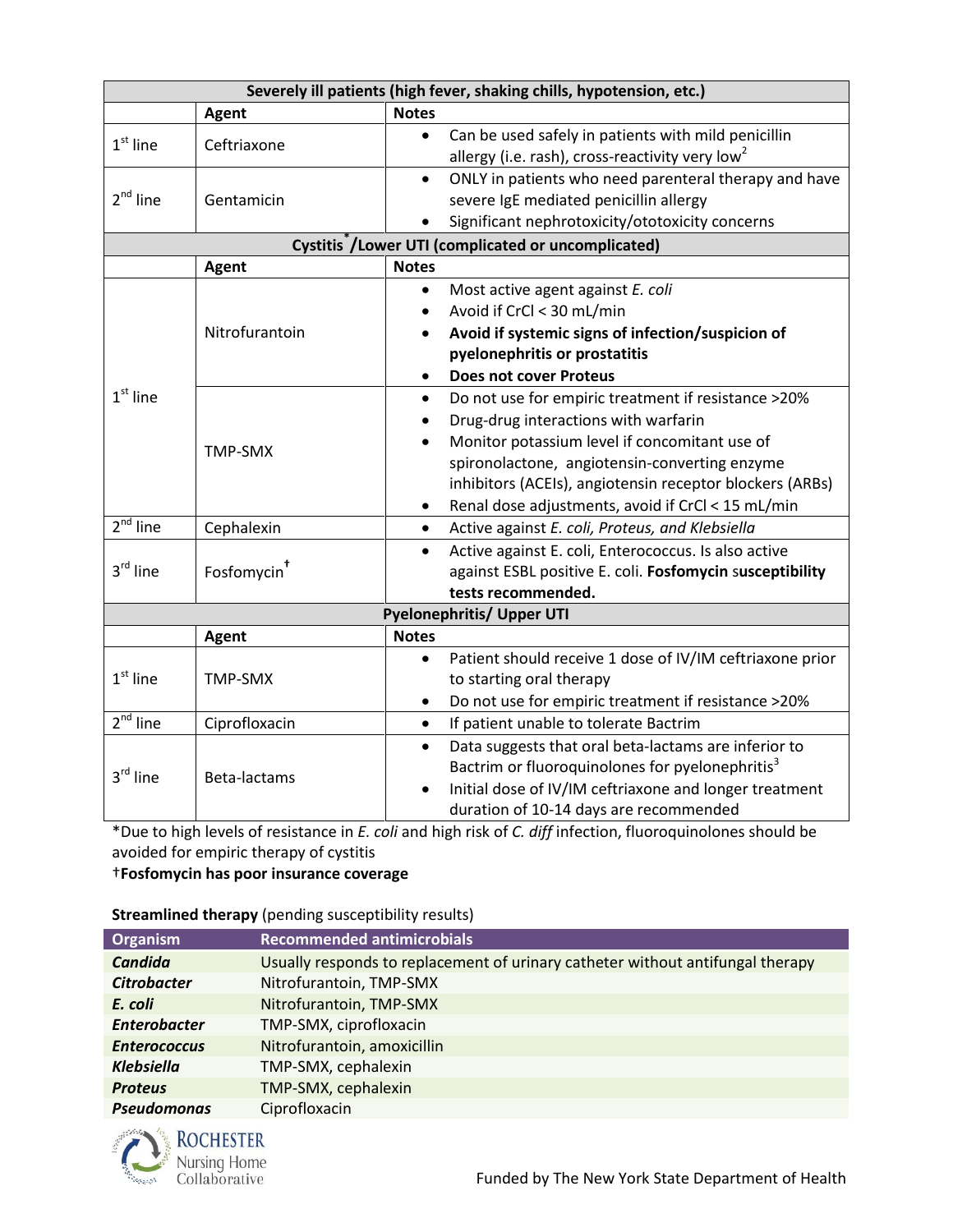| Severely ill patients (high fever, shaking chills, hypotension, etc.) | | |
|---|---|---|
| | **Agent** | **Notes** |
| 1st line | Ceftriaxone | • Can be used safely in patients with mild penicillin allergy (i.e. rash), cross-reactivity very low[2] |
| 2nd line | Gentamicin | • ONLY in patients who need parenteral therapy and have severe IgE mediated penicillin allergy<br>• Significant nephrotoxicity/ototoxicity concerns |

| Cystitis*/Lower UTI (complicated or uncomplicated) | | |
|---|---|---|
| | **Agent** | **Notes** |
| 1st line | Nitrofurantoin | • Most active agent against *E. coli*<br>• Avoid if CrCl < 30 mL/min<br>• **Avoid if systemic signs of infection/suspicion of pyelonephritis or prostatitis**<br>• **Does not cover Proteus** |
| | TMP-SMX | • Do not use for empiric treatment if resistance >20%<br>• Drug-drug interactions with warfarin<br>• Monitor potassium level if concomitant use of spironolactone, angiotensin-converting enzyme inhibitors (ACEIs), angiotensin receptor blockers (ARBs)<br>• Renal dose adjustments, avoid if CrCl < 15 mL/min |
| 2nd line | Cephalexin | • Active against *E. coli, Proteus, and Klebsiella* |
| 3rd line | Fosfomycin† | • Active against E. coli, Enterococcus. Is also active against ESBL positive E. coli. **Fosfomycin susceptibility tests recommended.** |

| Pyelonephritis/ Upper UTI | | |
|---|---|---|
| | **Agent** | **Notes** |
| 1st line | TMP-SMX | • Patient should receive 1 dose of IV/IM ceftriaxone prior to starting oral therapy<br>• Do not use for empiric treatment if resistance >20% |
| 2nd line | Ciprofloxacin | • If patient unable to tolerate Bactrim |
| 3rd line | Beta-lactams | • Data suggests that oral beta-lactams are inferior to Bactrim or fluoroquinolones for pyelonephritis[3]<br>• Initial dose of IV/IM ceftriaxone and longer treatment duration of 10-14 days are recommended |

*Due to high levels of resistance in *E. coli* and high risk of *C. diff* infection, fluoroquinolones should be avoided for empiric therapy of cystitis

†**Fosfomycin has poor insurance coverage**

**Streamlined therapy** (pending susceptibility results)

| Organism | Recommended antimicrobials |
|---|---|
| ***Candida*** | Usually responds to replacement of urinary catheter without antifungal therapy |
| ***Citrobacter*** | Nitrofurantoin, TMP-SMX |
| ***E. coli*** | Nitrofurantoin, TMP-SMX |
| ***Enterobacter*** | TMP-SMX, ciprofloxacin |
| ***Enterococcus*** | Nitrofurantoin, amoxicillin |
| ***Klebsiella*** | TMP-SMX, cephalexin |
| ***Proteus*** | TMP-SMX, cephalexin |
| ***Pseudomonas*** | Ciprofloxacin |

Rochester Nursing Home Collaborative

Funded by The New York State Department of Health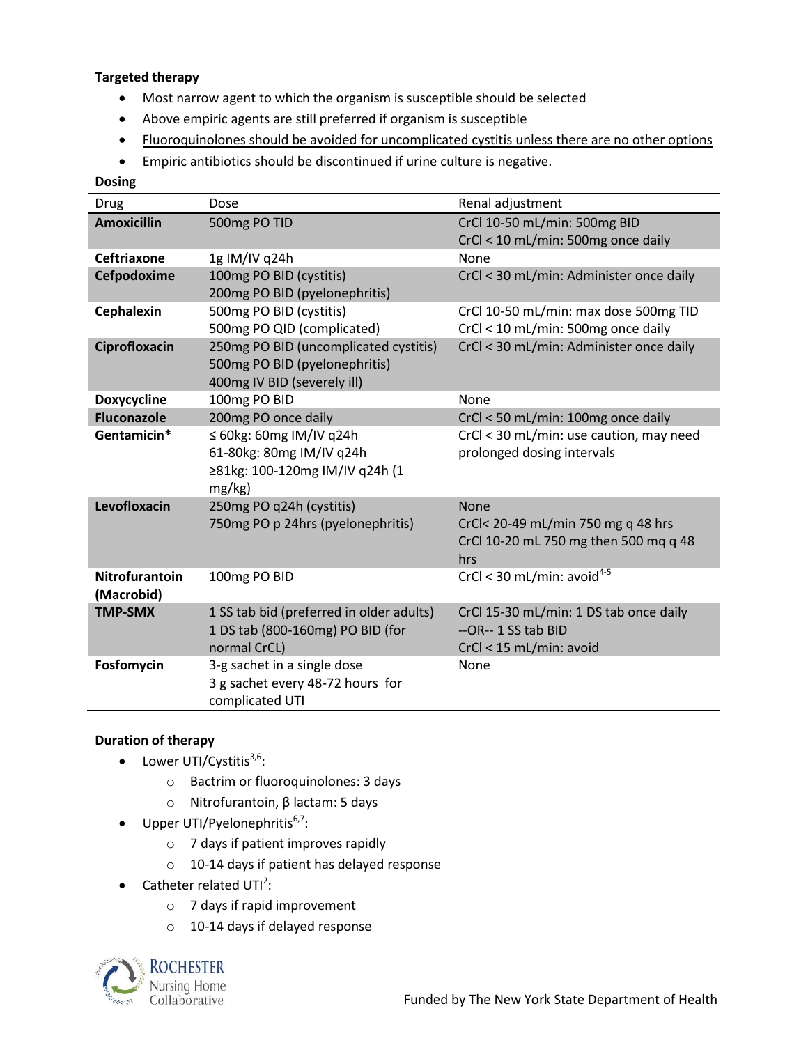**Targeted therapy**

- Most narrow agent to which the organism is susceptible should be selected
- Above empiric agents are still preferred if organism is susceptible
- <u>Fluoroquinolones should be avoided for uncomplicated cystitis unless there are no other options</u>
- Empiric antibiotics should be discontinued if urine culture is negative.

**Dosing**

| Drug | Dose | Renal adjustment |
|---|---|---|
| **Amoxicillin** | 500mg PO TID | CrCl 10-50 mL/min: 500mg BID<br>CrCl < 10 mL/min: 500mg once daily |
| **Ceftriaxone** | 1g IM/IV q24h | None |
| **Cefpodoxime** | 100mg PO BID (cystitis)<br>200mg PO BID (pyelonephritis) | CrCl < 30 mL/min: Administer once daily |
| **Cephalexin** | 500mg PO BID (cystitis)<br>500mg PO QID (complicated) | CrCl 10-50 mL/min: max dose 500mg TID<br>CrCl < 10 mL/min: 500mg once daily |
| **Ciprofloxacin** | 250mg PO BID (uncomplicated cystitis)<br>500mg PO BID (pyelonephritis)<br>400mg IV BID (severely ill) | CrCl < 30 mL/min: Administer once daily |
| **Doxycycline** | 100mg PO BID | None |
| **Fluconazole** | 200mg PO once daily | CrCl < 50 mL/min: 100mg once daily |
| **Gentamicin*** | ≤ 60kg: 60mg IM/IV q24h<br>61-80kg: 80mg IM/IV q24h<br>≥81kg: 100-120mg IM/IV q24h (1 mg/kg) | CrCl < 30 mL/min: use caution, may need prolonged dosing intervals |
| **Levofloxacin** | 250mg PO q24h (cystitis)<br>750mg PO p 24hrs (pyelonephritis) | None<br>CrCl< 20-49 mL/min 750 mg q 48 hrs<br>CrCl 10-20 mL 750 mg then 500 mq q 48 hrs |
| **Nitrofurantoin (Macrobid)** | 100mg PO BID | CrCl < 30 mL/min: avoid[4-5] |
| **TMP-SMX** | 1 SS tab bid (preferred in older adults)<br>1 DS tab (800-160mg) PO BID (for normal CrCL) | CrCl 15-30 mL/min: 1 DS tab once daily<br>--OR-- 1 SS tab BID<br>CrCl < 15 mL/min: avoid |
| **Fosfomycin** | 3-g sachet in a single dose<br>3 g sachet every 48-72 hours for complicated UTI | None |

**Duration of therapy**

- Lower UTI/Cystitis[3,6]:
  - Bactrim or fluoroquinolones: 3 days
  - Nitrofurantoin, β lactam: 5 days
- Upper UTI/Pyelonephritis[6,7]:
  - 7 days if patient improves rapidly
  - 10-14 days if patient has delayed response
- Catheter related UTI[2]:
  - 7 days if rapid improvement
  - 10-14 days if delayed response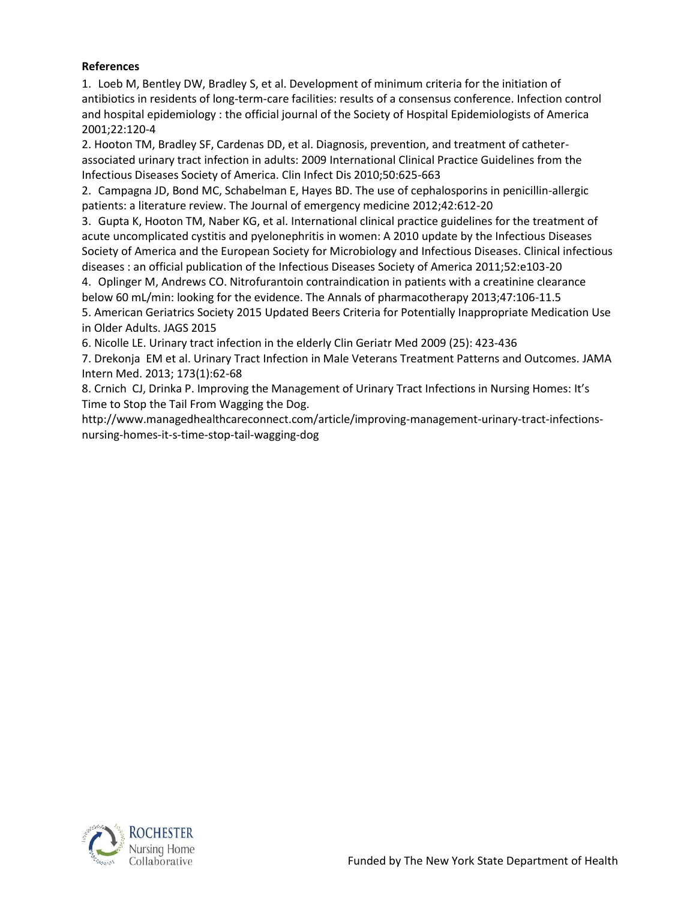**References**

1. Loeb M, Bentley DW, Bradley S, et al. Development of minimum criteria for the initiation of antibiotics in residents of long-term-care facilities: results of a consensus conference. Infection control and hospital epidemiology : the official journal of the Society of Hospital Epidemiologists of America 2001;22:120-4

2. Hooton TM, Bradley SF, Cardenas DD, et al. Diagnosis, prevention, and treatment of catheter-associated urinary tract infection in adults: 2009 International Clinical Practice Guidelines from the Infectious Diseases Society of America. Clin Infect Dis 2010;50:625-663

2. Campagna JD, Bond MC, Schabelman E, Hayes BD. The use of cephalosporins in penicillin-allergic patients: a literature review. The Journal of emergency medicine 2012;42:612-20

3. Gupta K, Hooton TM, Naber KG, et al. International clinical practice guidelines for the treatment of acute uncomplicated cystitis and pyelonephritis in women: A 2010 update by the Infectious Diseases Society of America and the European Society for Microbiology and Infectious Diseases. Clinical infectious diseases : an official publication of the Infectious Diseases Society of America 2011;52:e103-20

4. Oplinger M, Andrews CO. Nitrofurantoin contraindication in patients with a creatinine clearance below 60 mL/min: looking for the evidence. The Annals of pharmacotherapy 2013;47:106-11.5

5. American Geriatrics Society 2015 Updated Beers Criteria for Potentially Inappropriate Medication Use in Older Adults. JAGS 2015

6. Nicolle LE. Urinary tract infection in the elderly Clin Geriatr Med 2009 (25): 423-436

7. Drekonja EM et al. Urinary Tract Infection in Male Veterans Treatment Patterns and Outcomes. JAMA Intern Med. 2013; 173(1):62-68

8. Crnich CJ, Drinka P. Improving the Management of Urinary Tract Infections in Nursing Homes: It's Time to Stop the Tail From Wagging the Dog. http://www.managedhealthcareconnect.com/article/improving-management-urinary-tract-infections-nursing-homes-it-s-time-stop-tail-wagging-dog

Rochester Nursing Home Collaborative

Funded by The New York State Department of Health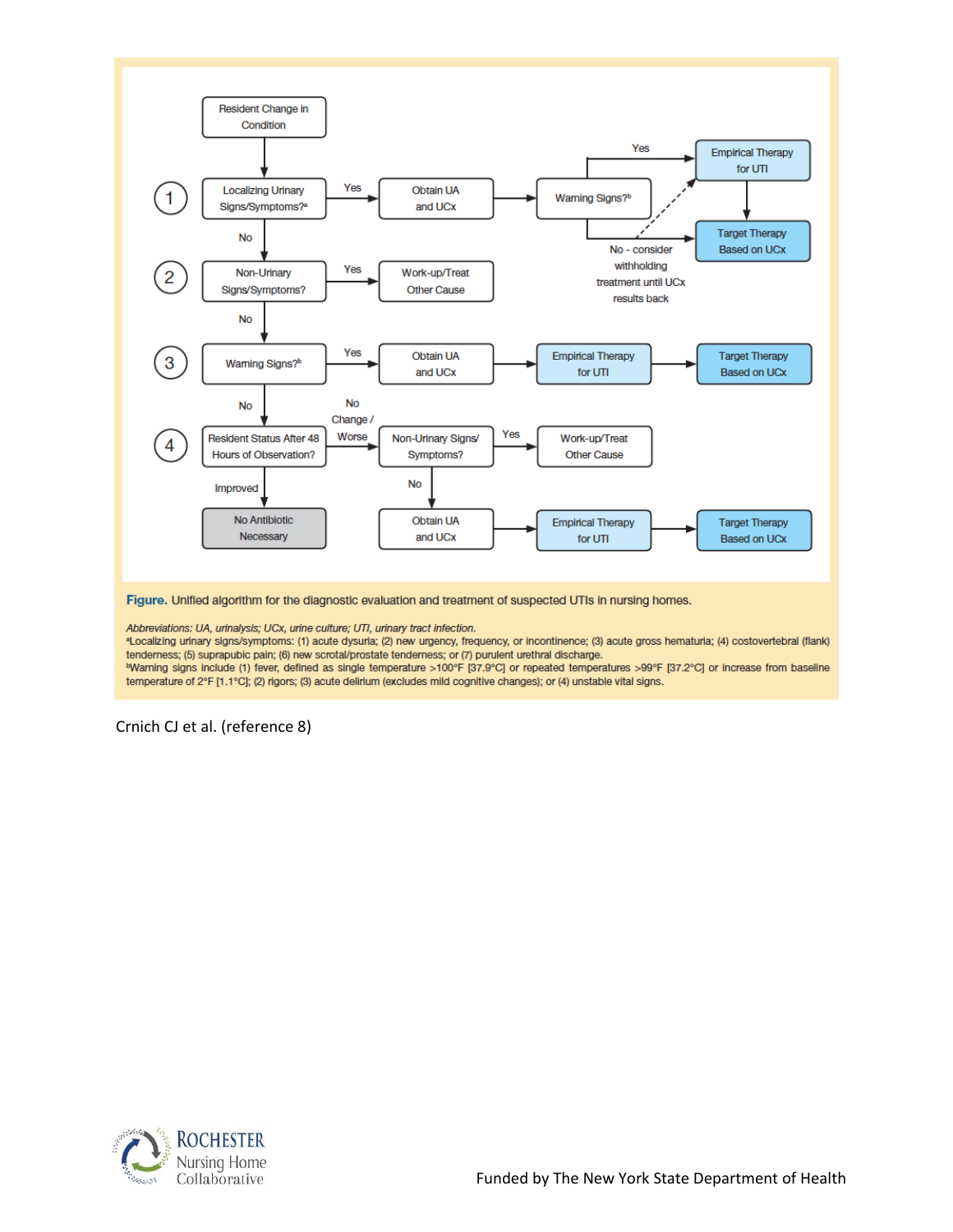Resident Change in Condition

1 Localizing Urinary Signs/Symptoms?[a]
Yes → Obtain UA and UCx → Warning Signs?[b]
Yes → Empirical Therapy for UTI → Target Therapy Based on UCx
No - consider withholding treatment until UCx results back → Target Therapy Based on UCx

No

2 Non-Urinary Signs/Symptoms?
Yes → Work-up/Treat Other Cause

No

3 Warning Signs?[b]
Yes → Obtain UA and UCx → Empirical Therapy for UTI → Target Therapy Based on UCx

No

4 Resident Status After 48 Hours of Observation?
No Change / Worse → Non-Urinary Signs/ Symptoms?
Yes → Work-up/Treat Other Cause
No → Obtain UA and UCx → Empirical Therapy for UTI → Target Therapy Based on UCx

Improved → No Antibiotic Necessary

**Figure.** Unified algorithm for the diagnostic evaluation and treatment of suspected UTIs in nursing homes.

*Abbreviations: UA, urinalysis; UCx, urine culture; UTI, urinary tract infection.*

[a]Localizing urinary signs/symptoms: (1) acute dysuria; (2) new urgency, frequency, or incontinence; (3) acute gross hematuria; (4) costovertebral (flank) tenderness; (5) suprapubic pain; (6) new scrotal/prostate tenderness; or (7) purulent urethral discharge.

[b]Warning signs include (1) fever, defined as single temperature >100°F [37.9°C] or repeated temperatures >99°F [37.2°C] or increase from baseline temperature of 2°F [1.1°C]; (2) rigors; (3) acute delirium (excludes mild cognitive changes); or (4) unstable vital signs.

Crnich CJ et al. (reference 8)